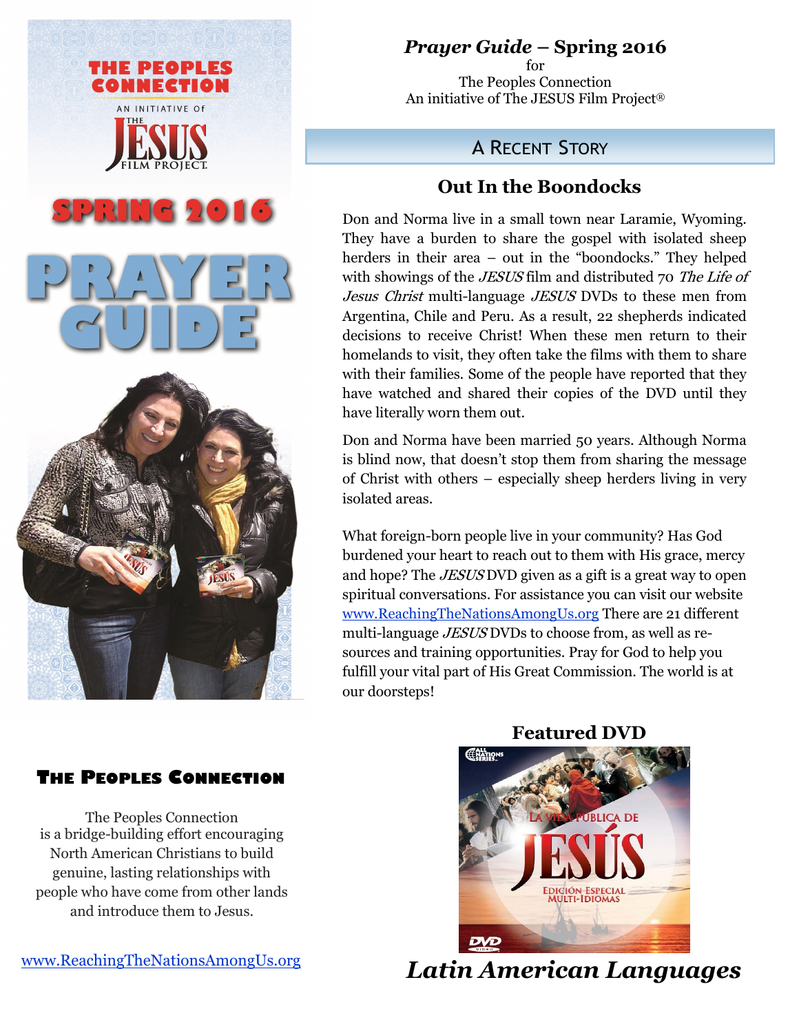# THE PEOPLES CONNECTION

AN INITIATIVE OF THE JESUS FILM PROJECT

SPRING 2016

PRAYER GUIDE

## *Prayer Guide* – Spring 2016

for
The Peoples Connection
An initiative of The JESUS Film Project®

## A Recent Story

### Out In the Boondocks

Don and Norma live in a small town near Laramie, Wyoming. They have a burden to share the gospel with isolated sheep herders in their area – out in the "boondocks." They helped with showings of the *JESUS* film and distributed 70 *The Life of Jesus Christ* multi-language *JESUS* DVDs to these men from Argentina, Chile and Peru. As a result, 22 shepherds indicated decisions to receive Christ! When these men return to their homelands to visit, they often take the films with them to share with their families. Some of the people have reported that they have watched and shared their copies of the DVD until they have literally worn them out.

Don and Norma have been married 50 years. Although Norma is blind now, that doesn't stop them from sharing the message of Christ with others – especially sheep herders living in very isolated areas.

What foreign-born people live in your community? Has God burdened your heart to reach out to them with His grace, mercy and hope? The *JESUS* DVD given as a gift is a great way to open spiritual conversations. For assistance you can visit our website www.ReachingTheNationsAmongUs.org There are 21 different multi-language *JESUS* DVDs to choose from, as well as re-sources and training opportunities. Pray for God to help you fulfill your vital part of His Great Commission. The world is at our doorsteps!

## The Peoples Connection

The Peoples Connection is a bridge-building effort encouraging North American Christians to build genuine, lasting relationships with people who have come from other lands and introduce them to Jesus.

www.ReachingTheNationsAmongUs.org

### Featured DVD

LA VIDA PÚBLICA DE JESÚS
EDICIÓN ESPECIAL MULTI-IDIOMAS

*Latin American Languages*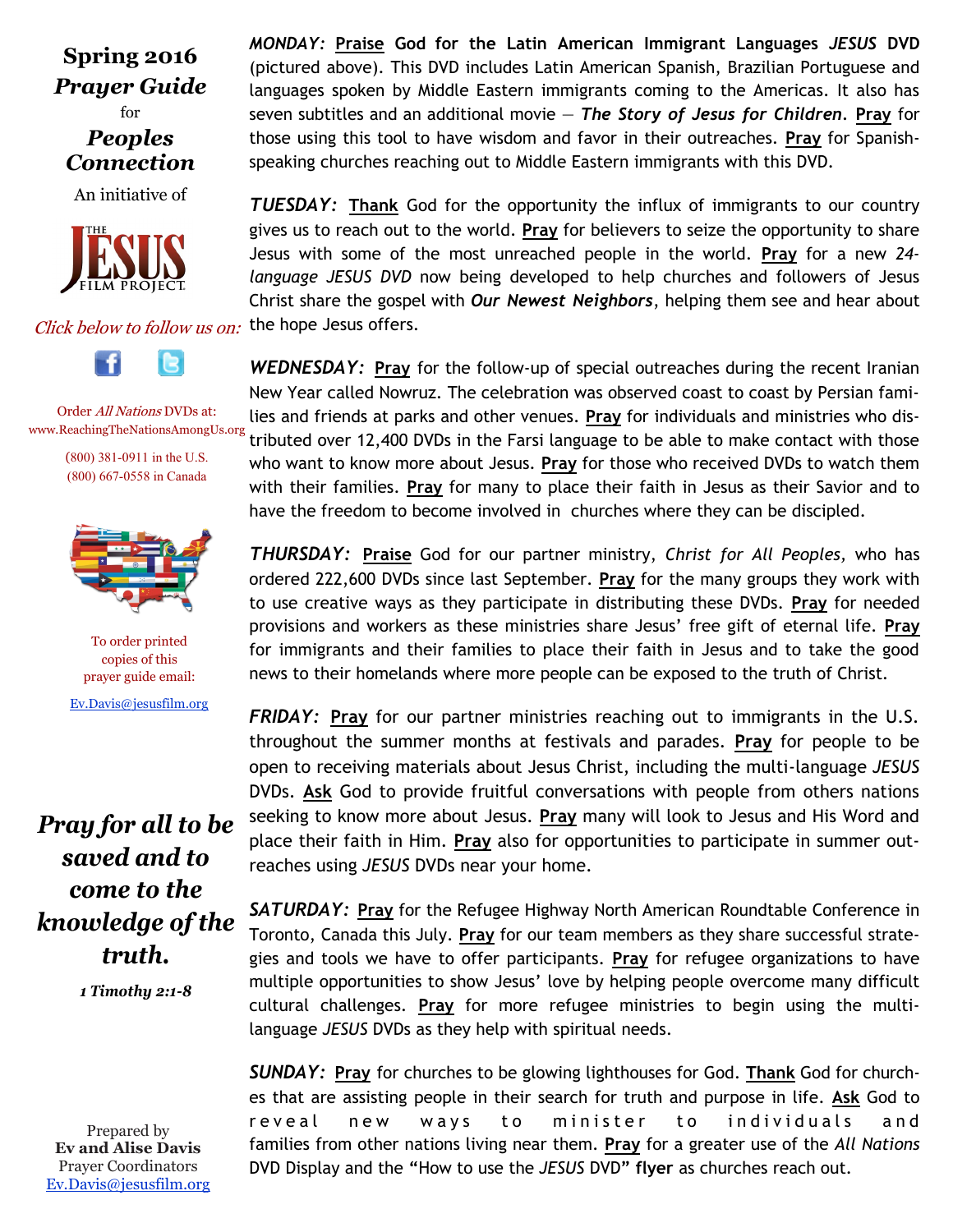# Spring 2016 *Prayer Guide* for *Peoples Connection*

An initiative of

THE JESUS FILM PROJECT

*Click below to follow us on:*

Order *All Nations* DVDs at:
www.ReachingTheNationsAmongUs.org

(800) 381-0911 in the U.S.
(800) 667-0558 in Canada

To order printed copies of this prayer guide email:

Ev.Davis@jesusfilm.org

***Pray for all to be saved and to come to the knowledge of the truth.***

***1 Timothy 2:1-8***

Prepared by
**Ev and Alise Davis**
Prayer Coordinators
Ev.Davis@jesusfilm.org

***MONDAY:*** **Praise God for the Latin American Immigrant Languages *JESUS* DVD** (pictured above). This DVD includes Latin American Spanish, Brazilian Portuguese and languages spoken by Middle Eastern immigrants coming to the Americas. It also has seven subtitles and an additional movie — ***The Story of Jesus for Children***. **Pray** for those using this tool to have wisdom and favor in their outreaches. **Pray** for Spanish-speaking churches reaching out to Middle Eastern immigrants with this DVD.

***TUESDAY:*** **Thank** God for the opportunity the influx of immigrants to our country gives us to reach out to the world. **Pray** for believers to seize the opportunity to share Jesus with some of the most unreached people in the world. **Pray** for a new *24-language JESUS DVD* now being developed to help churches and followers of Jesus Christ share the gospel with ***Our Newest Neighbors***, helping them see and hear about the hope Jesus offers.

***WEDNESDAY:*** **Pray** for the follow-up of special outreaches during the recent Iranian New Year called Nowruz. The celebration was observed coast to coast by Persian families and friends at parks and other venues. **Pray** for individuals and ministries who distributed over 12,400 DVDs in the Farsi language to be able to make contact with those who want to know more about Jesus. **Pray** for those who received DVDs to watch them with their families. **Pray** for many to place their faith in Jesus as their Savior and to have the freedom to become involved in churches where they can be discipled.

***THURSDAY:*** **Praise** God for our partner ministry, *Christ for All Peoples*, who has ordered 222,600 DVDs since last September. **Pray** for the many groups they work with to use creative ways as they participate in distributing these DVDs. **Pray** for needed provisions and workers as these ministries share Jesus' free gift of eternal life. **Pray** for immigrants and their families to place their faith in Jesus and to take the good news to their homelands where more people can be exposed to the truth of Christ.

***FRIDAY:*** **Pray** for our partner ministries reaching out to immigrants in the U.S. throughout the summer months at festivals and parades. **Pray** for people to be open to receiving materials about Jesus Christ, including the multi-language *JESUS* DVDs. **Ask** God to provide fruitful conversations with people from others nations seeking to know more about Jesus. **Pray** many will look to Jesus and His Word and place their faith in Him. **Pray** also for opportunities to participate in summer outreaches using *JESUS* DVDs near your home.

***SATURDAY:*** **Pray** for the Refugee Highway North American Roundtable Conference in Toronto, Canada this July. **Pray** for our team members as they share successful strategies and tools we have to offer participants. **Pray** for refugee organizations to have multiple opportunities to show Jesus' love by helping people overcome many difficult cultural challenges. **Pray** for more refugee ministries to begin using the multi-language *JESUS* DVDs as they help with spiritual needs.

***SUNDAY:*** **Pray** for churches to be glowing lighthouses for God. **Thank** God for churches that are assisting people in their search for truth and purpose in life. **Ask** God to reveal new ways to minister to individuals and families from other nations living near them. **Pray** for a greater use of the *All Nations* DVD Display and the **"**How to use the *JESUS* DVD**" flyer** as churches reach out.